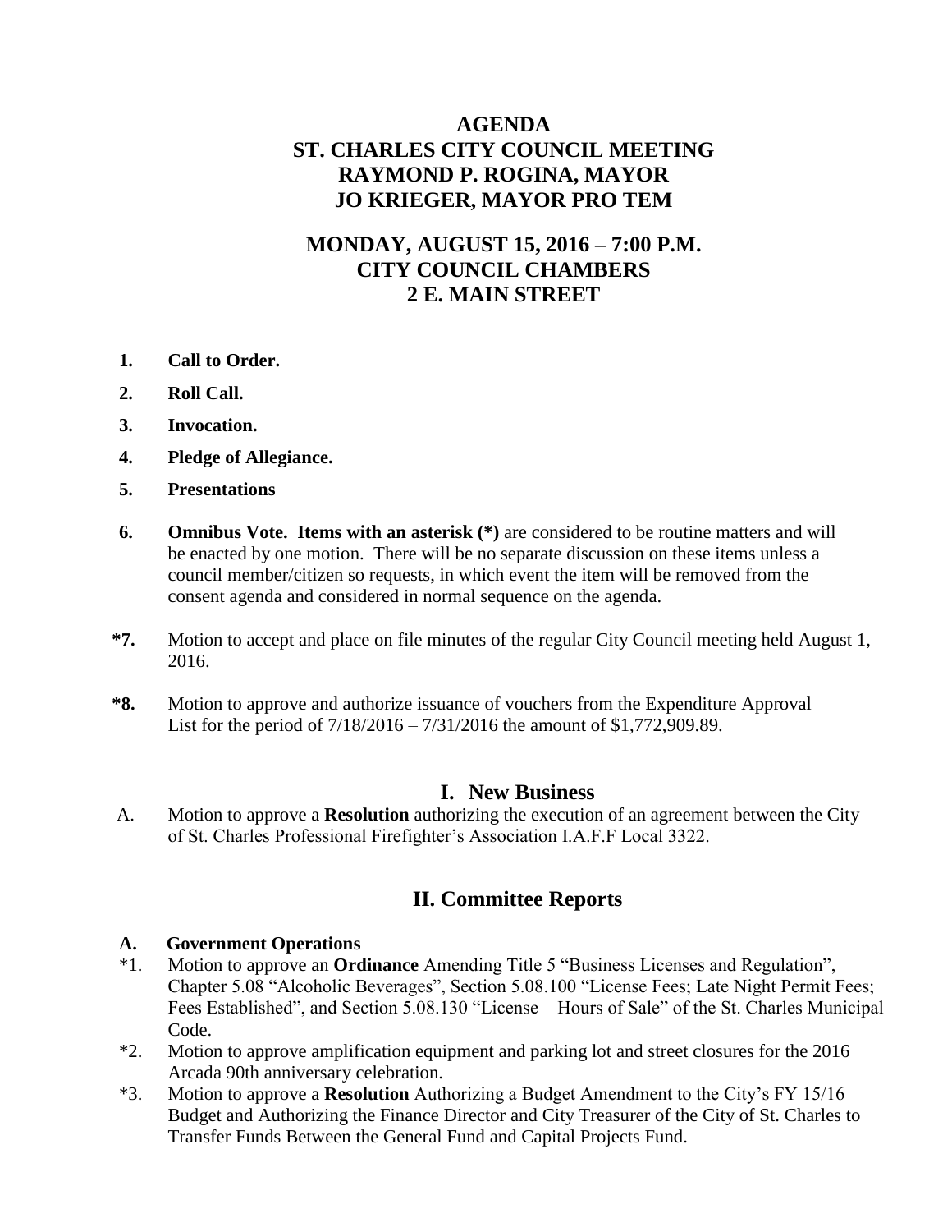# AGENDA
# ST. CHARLES CITY COUNCIL MEETING
# RAYMOND P. ROGINA, MAYOR
# JO KRIEGER, MAYOR PRO TEM

## MONDAY, AUGUST 15, 2016 – 7:00 P.M.
## CITY COUNCIL CHAMBERS
## 2 E. MAIN STREET

**1. Call to Order.**

**2. Roll Call.**

**3. Invocation.**

**4. Pledge of Allegiance.**

**5. Presentations**

**6. Omnibus Vote. Items with an asterisk (*)** are considered to be routine matters and will be enacted by one motion. There will be no separate discussion on these items unless a council member/citizen so requests, in which event the item will be removed from the consent agenda and considered in normal sequence on the agenda.

***7.** Motion to accept and place on file minutes of the regular City Council meeting held August 1, 2016.

***8.** Motion to approve and authorize issuance of vouchers from the Expenditure Approval List for the period of 7/18/2016 – 7/31/2016 the amount of $1,772,909.89.

## I. New Business

A. Motion to approve a **Resolution** authorizing the execution of an agreement between the City of St. Charles Professional Firefighter's Association I.A.F.F Local 3322.

## II. Committee Reports

**A. Government Operations**

*1. Motion to approve an **Ordinance** Amending Title 5 "Business Licenses and Regulation", Chapter 5.08 "Alcoholic Beverages", Section 5.08.100 "License Fees; Late Night Permit Fees; Fees Established", and Section 5.08.130 "License – Hours of Sale" of the St. Charles Municipal Code.

*2. Motion to approve amplification equipment and parking lot and street closures for the 2016 Arcada 90th anniversary celebration.

*3. Motion to approve a **Resolution** Authorizing a Budget Amendment to the City's FY 15/16 Budget and Authorizing the Finance Director and City Treasurer of the City of St. Charles to Transfer Funds Between the General Fund and Capital Projects Fund.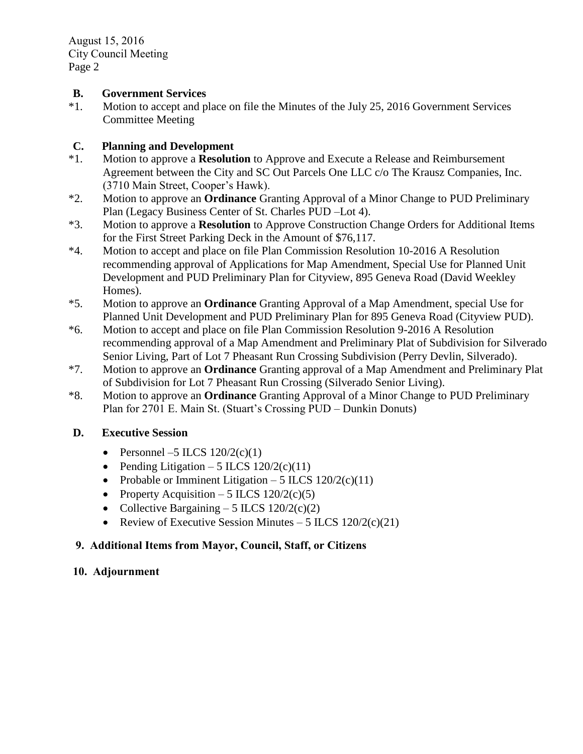**B. Government Services**

*1. Motion to accept and place on file the Minutes of the July 25, 2016 Government Services Committee Meeting

**C. Planning and Development**

*1. Motion to approve a **Resolution** to Approve and Execute a Release and Reimbursement Agreement between the City and SC Out Parcels One LLC c/o The Krausz Companies, Inc. (3710 Main Street, Cooper's Hawk).

*2. Motion to approve an **Ordinance** Granting Approval of a Minor Change to PUD Preliminary Plan (Legacy Business Center of St. Charles PUD –Lot 4).

*3. Motion to approve a **Resolution** to Approve Construction Change Orders for Additional Items for the First Street Parking Deck in the Amount of $76,117.

*4. Motion to accept and place on file Plan Commission Resolution 10-2016 A Resolution recommending approval of Applications for Map Amendment, Special Use for Planned Unit Development and PUD Preliminary Plan for Cityview, 895 Geneva Road (David Weekley Homes).

*5. Motion to approve an **Ordinance** Granting Approval of a Map Amendment, special Use for Planned Unit Development and PUD Preliminary Plan for 895 Geneva Road (Cityview PUD).

*6. Motion to accept and place on file Plan Commission Resolution 9-2016 A Resolution recommending approval of a Map Amendment and Preliminary Plat of Subdivision for Silverado Senior Living, Part of Lot 7 Pheasant Run Crossing Subdivision (Perry Devlin, Silverado).

*7. Motion to approve an **Ordinance** Granting approval of a Map Amendment and Preliminary Plat of Subdivision for Lot 7 Pheasant Run Crossing (Silverado Senior Living).

*8. Motion to approve an **Ordinance** Granting Approval of a Minor Change to PUD Preliminary Plan for 2701 E. Main St. (Stuart's Crossing PUD – Dunkin Donuts)

**D. Executive Session**

- Personnel –5 ILCS 120/2(c)(1)
- Pending Litigation – 5 ILCS 120/2(c)(11)
- Probable or Imminent Litigation – 5 ILCS 120/2(c)(11)
- Property Acquisition – 5 ILCS 120/2(c)(5)
- Collective Bargaining – 5 ILCS 120/2(c)(2)
- Review of Executive Session Minutes – 5 ILCS 120/2(c)(21)

**9. Additional Items from Mayor, Council, Staff, or Citizens**

**10. Adjournment**